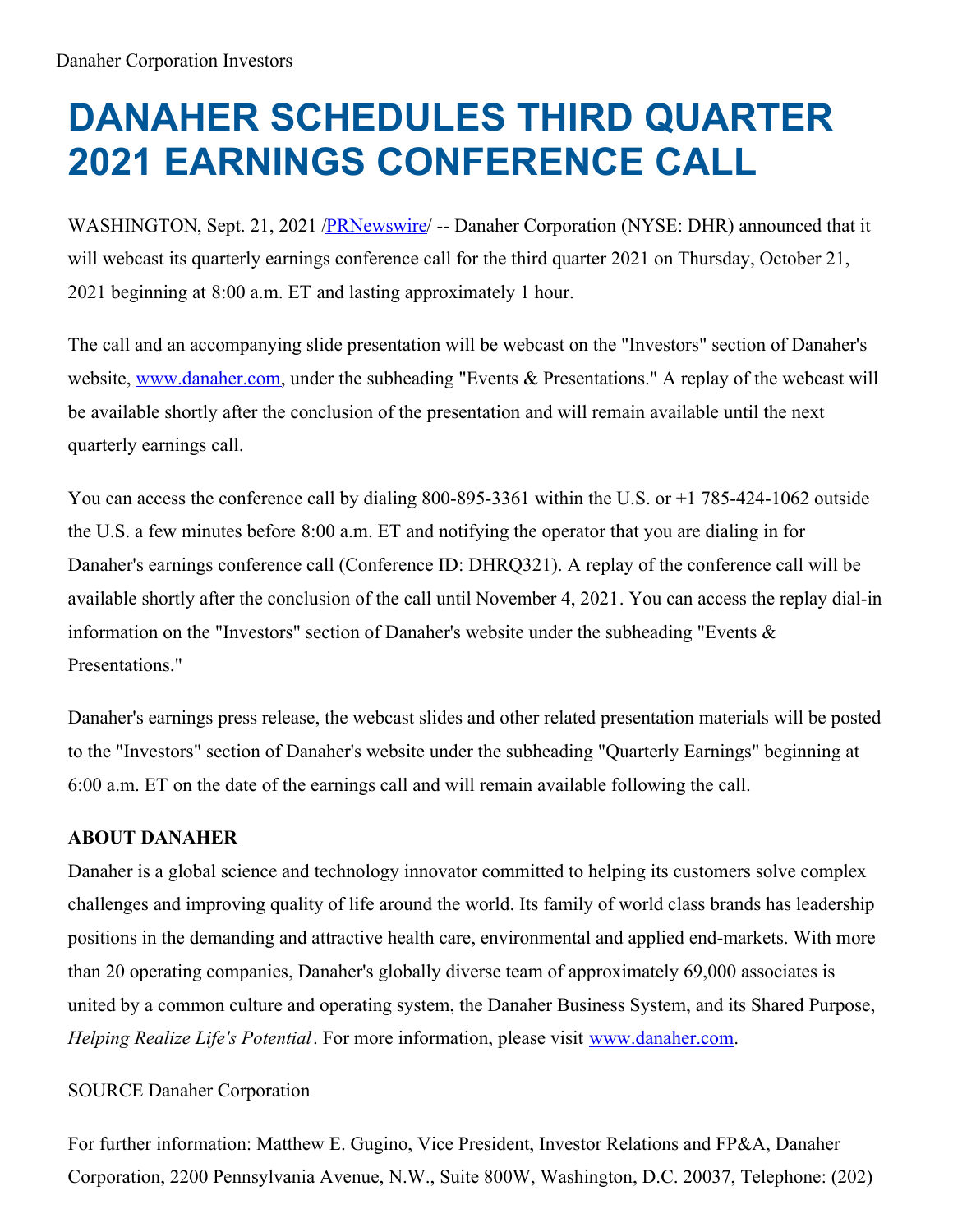Danaher Corporation Investors

# DANAHER SCHEDULES THIRD QUARTER 2021 EARNINGS CONFERENCE CALL

WASHINGTON, Sept. 21, 2021 /PRNewswire/ -- Danaher Corporation (NYSE: DHR) announced that it will webcast its quarterly earnings conference call for the third quarter 2021 on Thursday, October 21, 2021 beginning at 8:00 a.m. ET and lasting approximately 1 hour.

The call and an accompanying slide presentation will be webcast on the "Investors" section of Danaher's website, www.danaher.com, under the subheading "Events & Presentations." A replay of the webcast will be available shortly after the conclusion of the presentation and will remain available until the next quarterly earnings call.

You can access the conference call by dialing 800-895-3361 within the U.S. or +1 785-424-1062 outside the U.S. a few minutes before 8:00 a.m. ET and notifying the operator that you are dialing in for Danaher's earnings conference call (Conference ID: DHRQ321). A replay of the conference call will be available shortly after the conclusion of the call until November 4, 2021. You can access the replay dial-in information on the "Investors" section of Danaher's website under the subheading "Events & Presentations."

Danaher's earnings press release, the webcast slides and other related presentation materials will be posted to the "Investors" section of Danaher's website under the subheading "Quarterly Earnings" beginning at 6:00 a.m. ET on the date of the earnings call and will remain available following the call.

**ABOUT DANAHER**

Danaher is a global science and technology innovator committed to helping its customers solve complex challenges and improving quality of life around the world. Its family of world class brands has leadership positions in the demanding and attractive health care, environmental and applied end-markets. With more than 20 operating companies, Danaher's globally diverse team of approximately 69,000 associates is united by a common culture and operating system, the Danaher Business System, and its Shared Purpose, *Helping Realize Life's Potential*. For more information, please visit www.danaher.com.

SOURCE Danaher Corporation

For further information: Matthew E. Gugino, Vice President, Investor Relations and FP&A, Danaher Corporation, 2200 Pennsylvania Avenue, N.W., Suite 800W, Washington, D.C. 20037, Telephone: (202)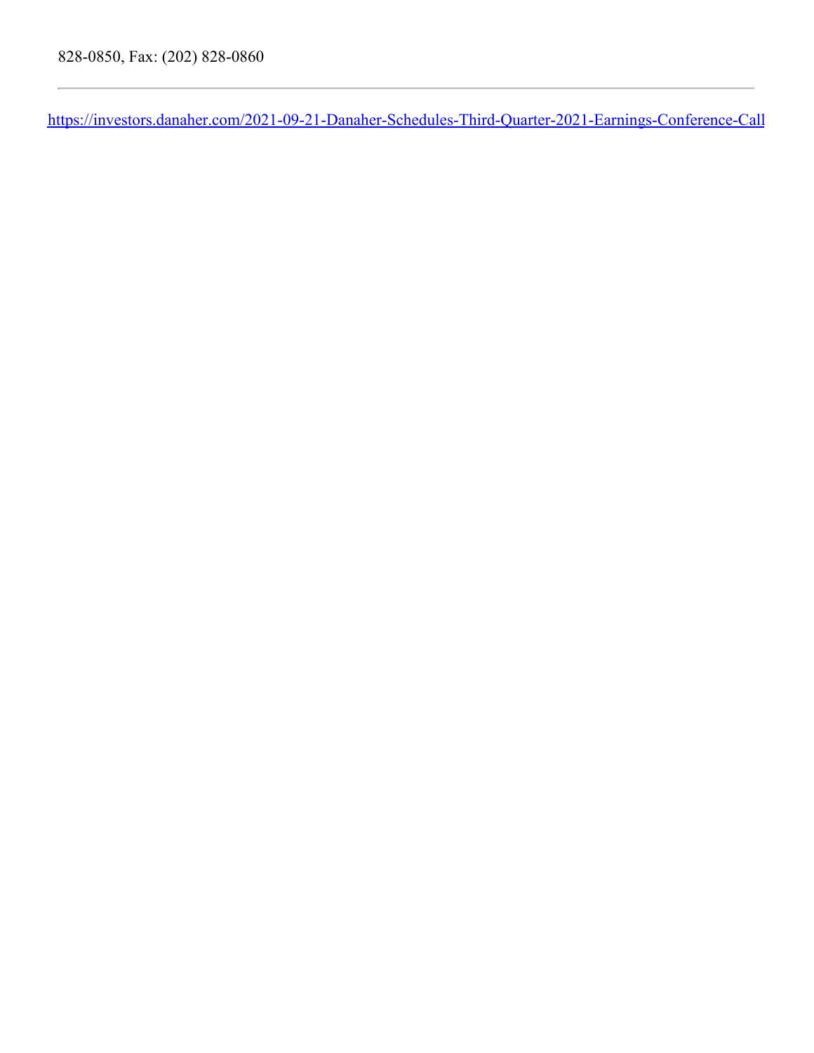828-0850, Fax: (202) 828-0860

---

https://investors.danaher.com/2021-09-21-Danaher-Schedules-Third-Quarter-2021-Earnings-Conference-Call